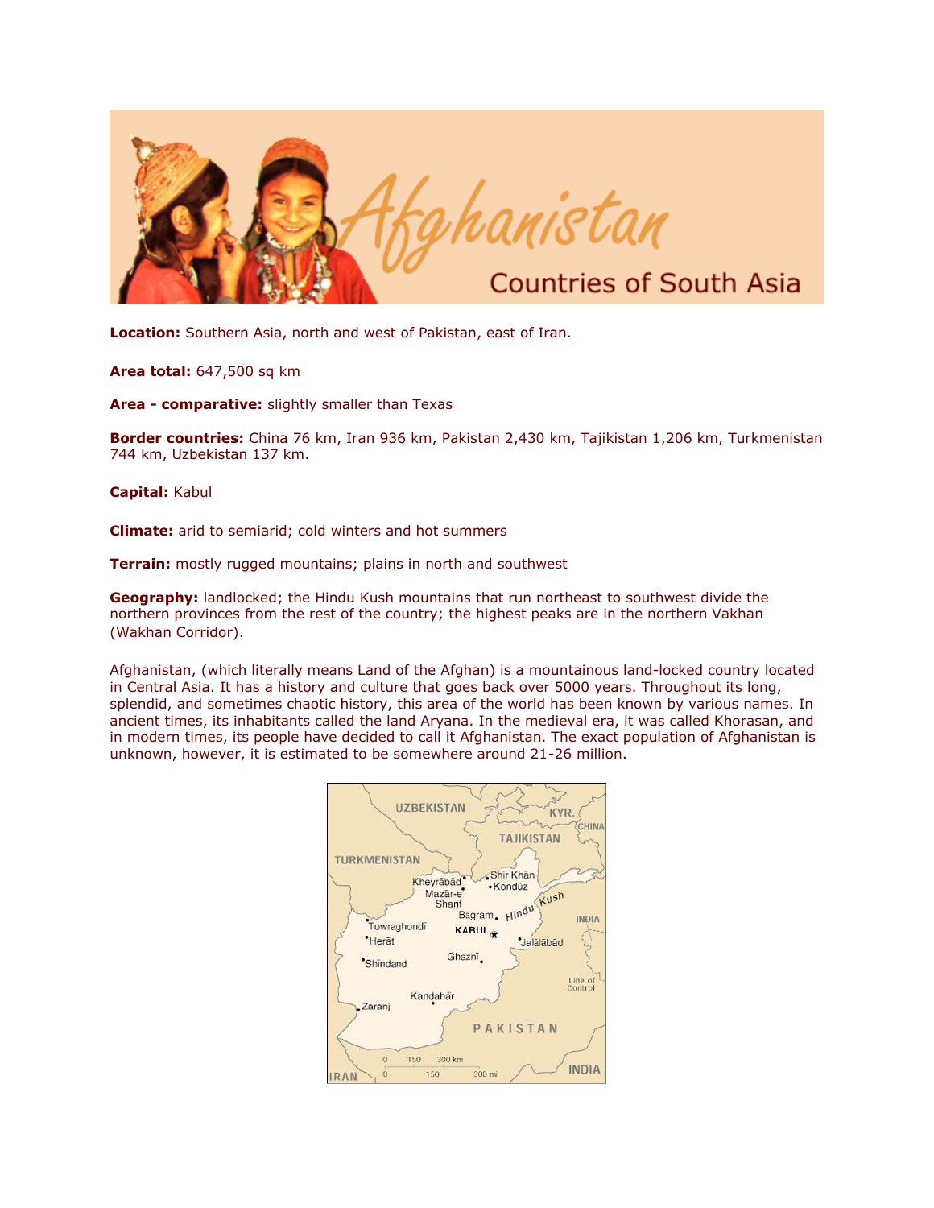# Afghanistan

## Countries of South Asia

**Location:** Southern Asia, north and west of Pakistan, east of Iran.

**Area total:** 647,500 sq km

**Area - comparative:** slightly smaller than Texas

**Border countries:** China 76 km, Iran 936 km, Pakistan 2,430 km, Tajikistan 1,206 km, Turkmenistan 744 km, Uzbekistan 137 km.

**Capital:** Kabul

**Climate:** arid to semiarid; cold winters and hot summers

**Terrain:** mostly rugged mountains; plains in north and southwest

**Geography:** landlocked; the Hindu Kush mountains that run northeast to southwest divide the northern provinces from the rest of the country; the highest peaks are in the northern Vakhan (Wakhan Corridor).

Afghanistan, (which literally means Land of the Afghan) is a mountainous land-locked country located in Central Asia. It has a history and culture that goes back over 5000 years. Throughout its long, splendid, and sometimes chaotic history, this area of the world has been known by various names. In ancient times, its inhabitants called the land Aryana. In the medieval era, it was called Khorasan, and in modern times, its people have decided to call it Afghanistan. The exact population of Afghanistan is unknown, however, it is estimated to be somewhere around 21-26 million.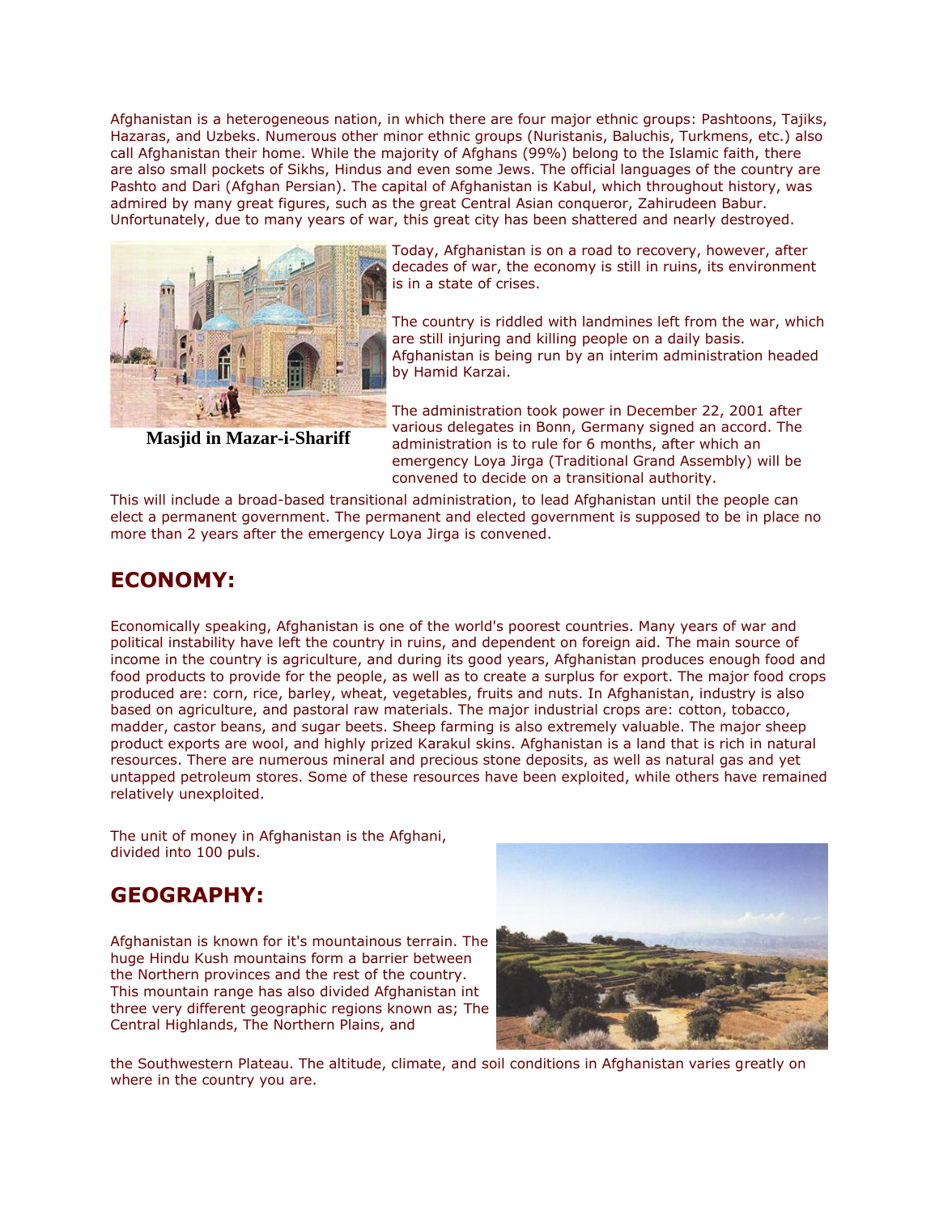Afghanistan is a heterogeneous nation, in which there are four major ethnic groups: Pashtoons, Tajiks, Hazaras, and Uzbeks. Numerous other minor ethnic groups (Nuristanis, Baluchis, Turkmens, etc.) also call Afghanistan their home. While the majority of Afghans (99%) belong to the Islamic faith, there are also small pockets of Sikhs, Hindus and even some Jews. The official languages of the country are Pashto and Dari (Afghan Persian). The capital of Afghanistan is Kabul, which throughout history, was admired by many great figures, such as the great Central Asian conqueror, Zahirudeen Babur. Unfortunately, due to many years of war, this great city has been shattered and nearly destroyed.

**Masjid in Mazar-i-Shariff**

Today, Afghanistan is on a road to recovery, however, after decades of war, the economy is still in ruins, its environment is in a state of crises.

The country is riddled with landmines left from the war, which are still injuring and killing people on a daily basis. Afghanistan is being run by an interim administration headed by Hamid Karzai.

The administration took power in December 22, 2001 after various delegates in Bonn, Germany signed an accord. The administration is to rule for 6 months, after which an emergency Loya Jirga (Traditional Grand Assembly) will be convened to decide on a transitional authority.

This will include a broad-based transitional administration, to lead Afghanistan until the people can elect a permanent government. The permanent and elected government is supposed to be in place no more than 2 years after the emergency Loya Jirga is convened.

## ECONOMY:

Economically speaking, Afghanistan is one of the world's poorest countries. Many years of war and political instability have left the country in ruins, and dependent on foreign aid. The main source of income in the country is agriculture, and during its good years, Afghanistan produces enough food and food products to provide for the people, as well as to create a surplus for export. The major food crops produced are: corn, rice, barley, wheat, vegetables, fruits and nuts. In Afghanistan, industry is also based on agriculture, and pastoral raw materials. The major industrial crops are: cotton, tobacco, madder, castor beans, and sugar beets. Sheep farming is also extremely valuable. The major sheep product exports are wool, and highly prized Karakul skins. Afghanistan is a land that is rich in natural resources. There are numerous mineral and precious stone deposits, as well as natural gas and yet untapped petroleum stores. Some of these resources have been exploited, while others have remained relatively unexploited.

The unit of money in Afghanistan is the Afghani, divided into 100 puls.

## GEOGRAPHY:

Afghanistan is known for it's mountainous terrain. The huge Hindu Kush mountains form a barrier between the Northern provinces and the rest of the country. This mountain range has also divided Afghanistan int three very different geographic regions known as; The Central Highlands, The Northern Plains, and the Southwestern Plateau. The altitude, climate, and soil conditions in Afghanistan varies greatly on where in the country you are.